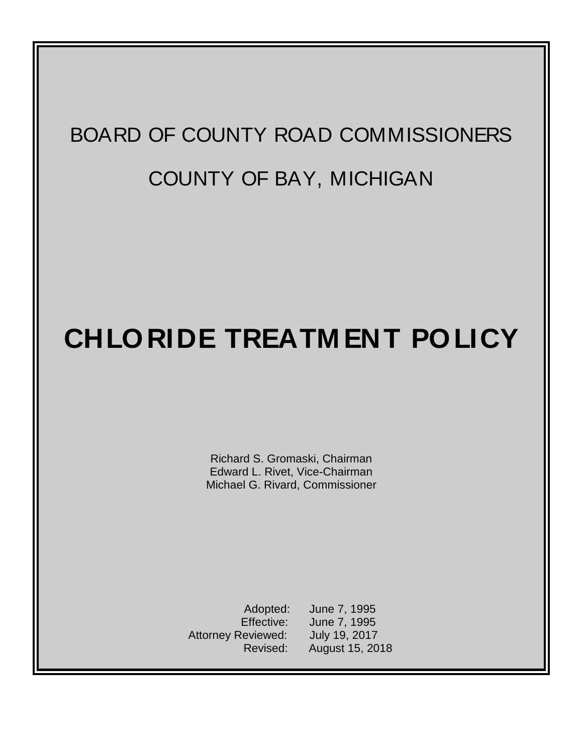BOARD OF COUNTY ROAD COMMISSIONERS

COUNTY OF BAY, MICHIGAN

# CHLORIDE TREATMENT POLICY

Richard S. Gromaski, Chairman
Edward L. Rivet, Vice-Chairman
Michael G. Rivard, Commissioner

Adopted: June 7, 1995
Effective: June 7, 1995
Attorney Reviewed: July 19, 2017
Revised: August 15, 2018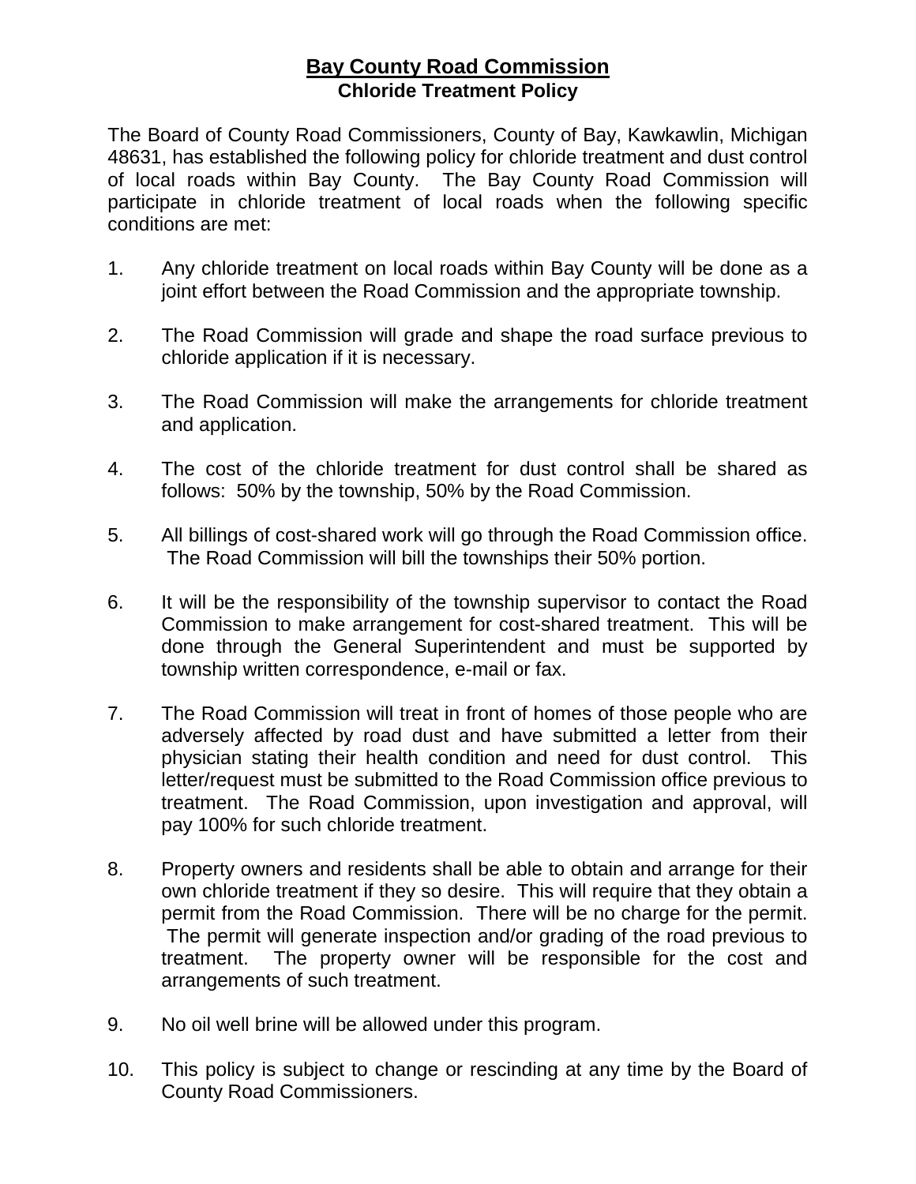# Bay County Road Commission

## Chloride Treatment Policy

The Board of County Road Commissioners, County of Bay, Kawkawlin, Michigan 48631, has established the following policy for chloride treatment and dust control of local roads within Bay County. The Bay County Road Commission will participate in chloride treatment of local roads when the following specific conditions are met:

1. Any chloride treatment on local roads within Bay County will be done as a joint effort between the Road Commission and the appropriate township.

2. The Road Commission will grade and shape the road surface previous to chloride application if it is necessary.

3. The Road Commission will make the arrangements for chloride treatment and application.

4. The cost of the chloride treatment for dust control shall be shared as follows: 50% by the township, 50% by the Road Commission.

5. All billings of cost-shared work will go through the Road Commission office. The Road Commission will bill the townships their 50% portion.

6. It will be the responsibility of the township supervisor to contact the Road Commission to make arrangement for cost-shared treatment. This will be done through the General Superintendent and must be supported by township written correspondence, e-mail or fax.

7. The Road Commission will treat in front of homes of those people who are adversely affected by road dust and have submitted a letter from their physician stating their health condition and need for dust control. This letter/request must be submitted to the Road Commission office previous to treatment. The Road Commission, upon investigation and approval, will pay 100% for such chloride treatment.

8. Property owners and residents shall be able to obtain and arrange for their own chloride treatment if they so desire. This will require that they obtain a permit from the Road Commission. There will be no charge for the permit. The permit will generate inspection and/or grading of the road previous to treatment. The property owner will be responsible for the cost and arrangements of such treatment.

9. No oil well brine will be allowed under this program.

10. This policy is subject to change or rescinding at any time by the Board of County Road Commissioners.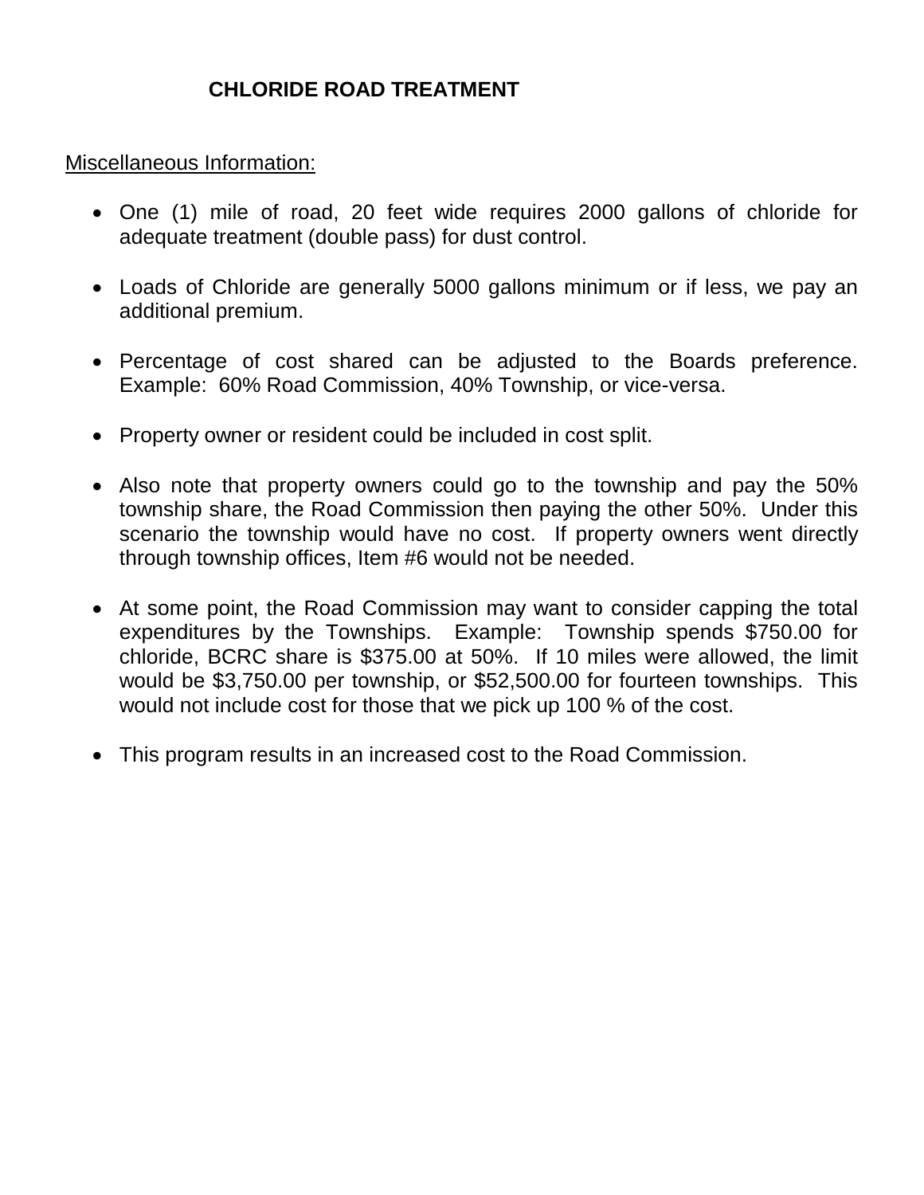# CHLORIDE ROAD TREATMENT

Miscellaneous Information:

- One (1) mile of road, 20 feet wide requires 2000 gallons of chloride for adequate treatment (double pass) for dust control.
- Loads of Chloride are generally 5000 gallons minimum or if less, we pay an additional premium.
- Percentage of cost shared can be adjusted to the Boards preference. Example: 60% Road Commission, 40% Township, or vice-versa.
- Property owner or resident could be included in cost split.
- Also note that property owners could go to the township and pay the 50% township share, the Road Commission then paying the other 50%. Under this scenario the township would have no cost. If property owners went directly through township offices, Item #6 would not be needed.
- At some point, the Road Commission may want to consider capping the total expenditures by the Townships. Example: Township spends $750.00 for chloride, BCRC share is $375.00 at 50%. If 10 miles were allowed, the limit would be $3,750.00 per township, or $52,500.00 for fourteen townships. This would not include cost for those that we pick up 100 % of the cost.
- This program results in an increased cost to the Road Commission.